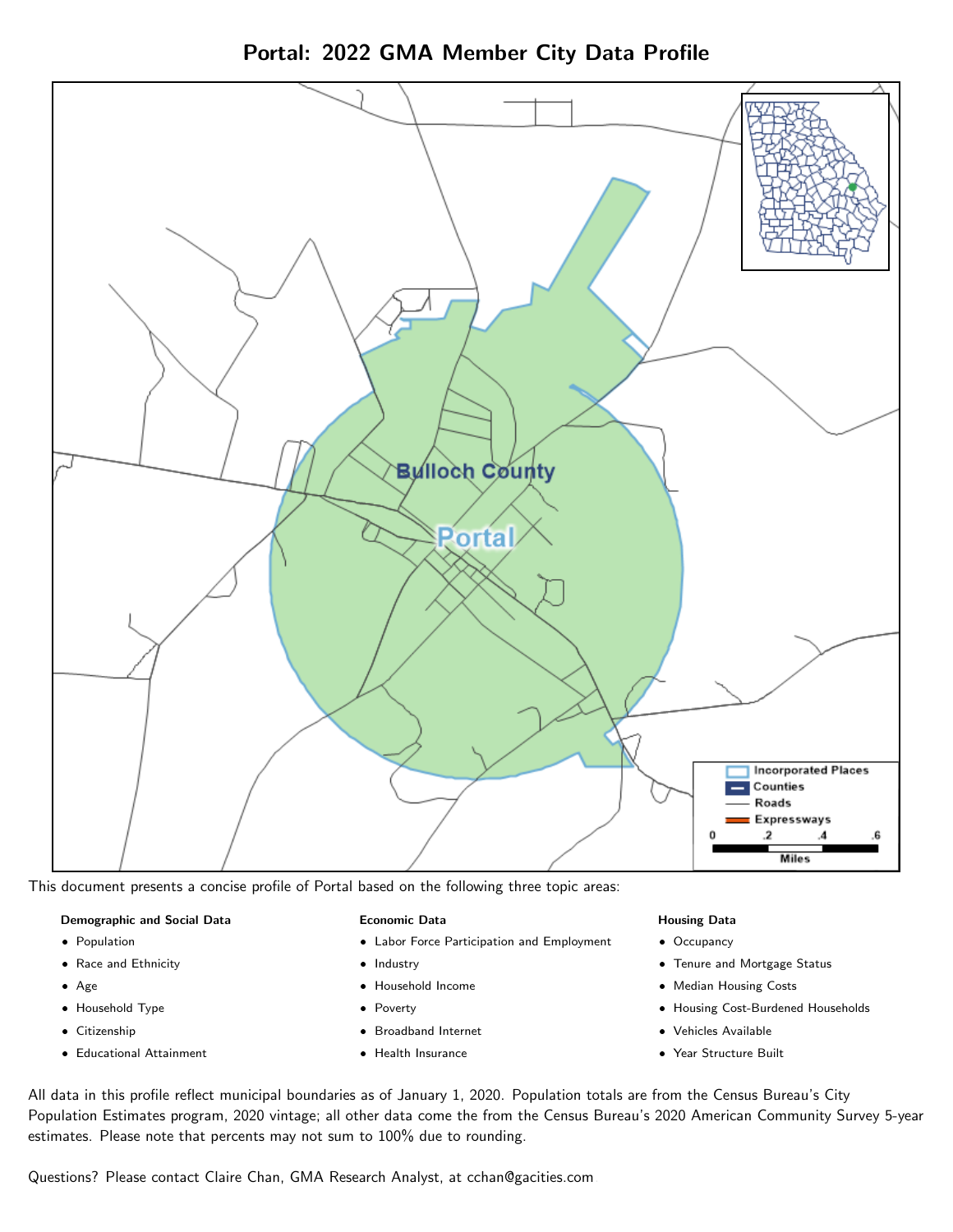# Portal: 2022 GMA Member City Data Profile

This document presents a concise profile of Portal based on the following three topic areas:

**Demographic and Social Data**

- Population
- Race and Ethnicity
- Age
- Household Type
- Citizenship
- Educational Attainment

**Economic Data**

- Labor Force Participation and Employment
- Industry
- Household Income
- Poverty
- Broadband Internet
- Health Insurance

**Housing Data**

- Occupancy
- Tenure and Mortgage Status
- Median Housing Costs
- Housing Cost-Burdened Households
- Vehicles Available
- Year Structure Built

All data in this profile reflect municipal boundaries as of January 1, 2020. Population totals are from the Census Bureau's City Population Estimates program, 2020 vintage; all other data come the from the Census Bureau's 2020 American Community Survey 5-year estimates. Please note that percents may not sum to 100% due to rounding.

Questions? Please contact Claire Chan, GMA Research Analyst, at cchan@gacities.com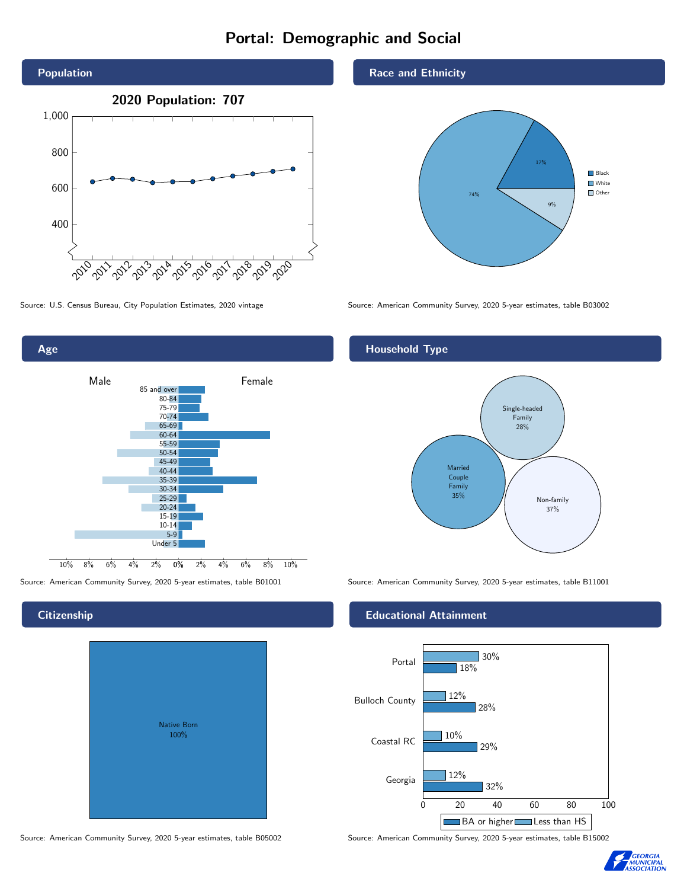# Portal: Demographic and Social

## Population

2020 Population: 707

Source: U.S. Census Bureau, City Population Estimates, 2020 vintage

## Race and Ethnicity

| Race | Percent |
| --- | --- |
| Black | 17% |
| White | 74% |
| Other | 9% |

Source: American Community Survey, 2020 5-year estimates, table B03002

## Age

Source: American Community Survey, 2020 5-year estimates, table B01001

## Household Type

| Household Type | Percent |
| --- | --- |
| Married Couple Family | 35% |
| Single-headed Family | 28% |
| Non-family | 37% |

Source: American Community Survey, 2020 5-year estimates, table B11001

## Citizenship

Native Born 100%

Source: American Community Survey, 2020 5-year estimates, table B05002

## Educational Attainment

| Area | Less than HS | BA or higher |
| --- | --- | --- |
| Portal | 30% | 18% |
| Bulloch County | 12% | 28% |
| Coastal RC | 10% | 29% |
| Georgia | 12% | 32% |

Source: American Community Survey, 2020 5-year estimates, table B15002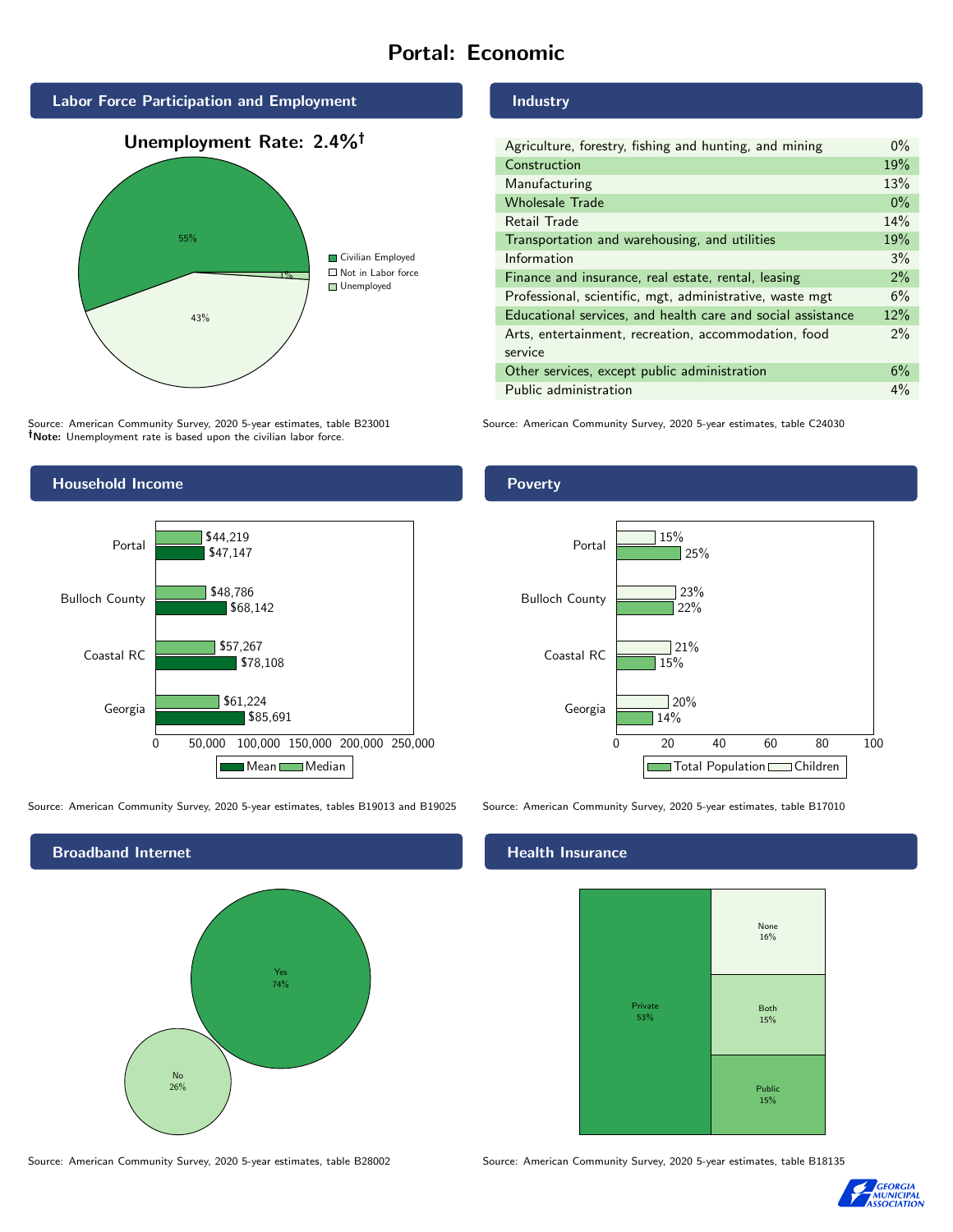# Portal: Economic

## Labor Force Participation and Employment

**Unemployment Rate: 2.4%†**

| Category | Percent |
|---|---|
| Civilian Employed | 55% |
| Not in Labor force | 43% |
| Unemployed | 1% |

Source: American Community Survey, 2020 5-year estimates, table B23001
**†Note:** Unemployment rate is based upon the civilian labor force.

## Industry

| Industry | Percent |
|---|---|
| Agriculture, forestry, fishing and hunting, and mining | 0% |
| Construction | 19% |
| Manufacturing | 13% |
| Wholesale Trade | 0% |
| Retail Trade | 14% |
| Transportation and warehousing, and utilities | 19% |
| Information | 3% |
| Finance and insurance, real estate, rental, leasing | 2% |
| Professional, scientific, mgt, administrative, waste mgt | 6% |
| Educational services, and health care and social assistance | 12% |
| Arts, entertainment, recreation, accommodation, food service | 2% |
| Other services, except public administration | 6% |
| Public administration | 4% |

Source: American Community Survey, 2020 5-year estimates, table C24030

## Household Income

| | Median | Mean |
|---|---|---|
| Portal | $44,219 | $47,147 |
| Bulloch County | $48,786 | $68,142 |
| Coastal RC | $57,267 | $78,108 |
| Georgia | $61,224 | $85,691 |

Source: American Community Survey, 2020 5-year estimates, tables B19013 and B19025

## Poverty

| | Children | Total Population |
|---|---|---|
| Portal | 15% | 25% |
| Bulloch County | 23% | 22% |
| Coastal RC | 21% | 15% |
| Georgia | 20% | 14% |

Source: American Community Survey, 2020 5-year estimates, table B17010

## Broadband Internet

| | Percent |
|---|---|
| Yes | 74% |
| No | 26% |

Source: American Community Survey, 2020 5-year estimates, table B28002

## Health Insurance

| | Percent |
|---|---|
| Private | 53% |
| None | 16% |
| Both | 15% |
| Public | 15% |

Source: American Community Survey, 2020 5-year estimates, table B18135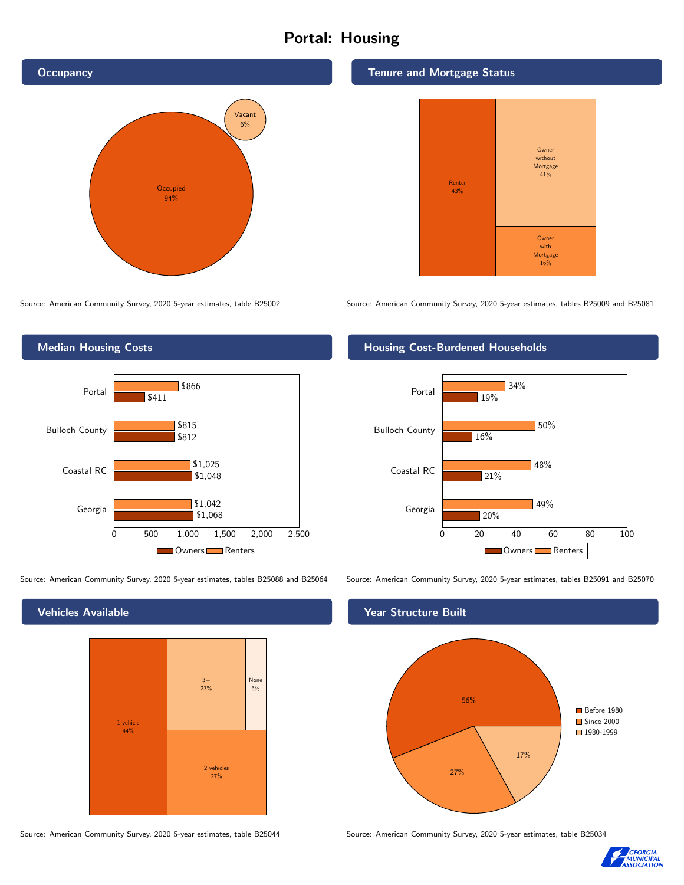# Portal: Housing

## Occupancy

Vacant
6%

Occupied
94%

Source: American Community Survey, 2020 5-year estimates, table B25002

## Tenure and Mortgage Status

Renter
43%

Owner without Mortgage
41%

Owner with Mortgage
16%

Source: American Community Survey, 2020 5-year estimates, tables B25009 and B25081

## Median Housing Costs

Portal
$866
$411

Bulloch County
$815
$812

Coastal RC
$1,025
$1,048

Georgia
$1,042
$1,068

0 500 1,000 1,500 2,000 2,500

Owners Renters

Source: American Community Survey, 2020 5-year estimates, tables B25088 and B25064

## Housing Cost-Burdened Households

Portal
34%
19%

Bulloch County
50%
16%

Coastal RC
48%
21%

Georgia
49%
20%

0 20 40 60 80 100

Owners Renters

Source: American Community Survey, 2020 5-year estimates, tables B25091 and B25070

## Vehicles Available

1 vehicle
44%

3+
23%

None
6%

2 vehicles
27%

Source: American Community Survey, 2020 5-year estimates, table B25044

## Year Structure Built

56%

27%

17%

Before 1980
Since 2000
1980-1999

Source: American Community Survey, 2020 5-year estimates, table B25034